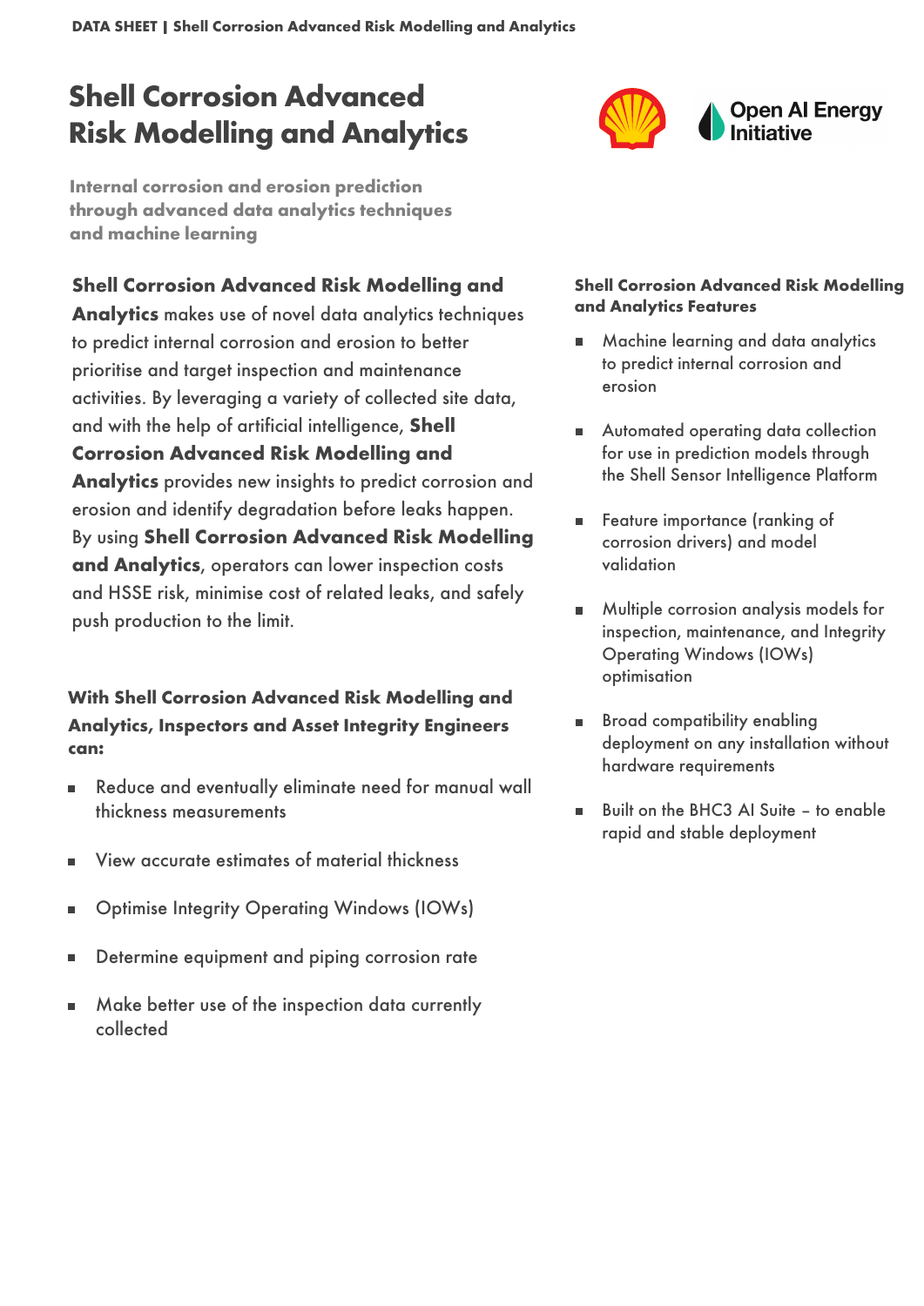# Shell Corrosion Advanced Risk Modelling and Analytics

**Internal corrosion and erosion prediction through advanced data analytics techniques and machine learning**

Open AI Energy Initiative

**Shell Corrosion Advanced Risk Modelling and Analytics** makes use of novel data analytics techniques to predict internal corrosion and erosion to better prioritise and target inspection and maintenance activities. By leveraging a variety of collected site data, and with the help of artificial intelligence, **Shell Corrosion Advanced Risk Modelling and Analytics** provides new insights to predict corrosion and erosion and identify degradation before leaks happen. By using **Shell Corrosion Advanced Risk Modelling and Analytics**, operators can lower inspection costs and HSSE risk, minimise cost of related leaks, and safely push production to the limit.

**With Shell Corrosion Advanced Risk Modelling and Analytics, Inspectors and Asset Integrity Engineers can:**

- Reduce and eventually eliminate need for manual wall thickness measurements
- View accurate estimates of material thickness
- Optimise Integrity Operating Windows (IOWs)
- Determine equipment and piping corrosion rate
- Make better use of the inspection data currently collected

**Shell Corrosion Advanced Risk Modelling and Analytics Features**

- Machine learning and data analytics to predict internal corrosion and erosion
- Automated operating data collection for use in prediction models through the Shell Sensor Intelligence Platform
- Feature importance (ranking of corrosion drivers) and model validation
- Multiple corrosion analysis models for inspection, maintenance, and Integrity Operating Windows (IOWs) optimisation
- Broad compatibility enabling deployment on any installation without hardware requirements
- Built on the BHC3 AI Suite – to enable rapid and stable deployment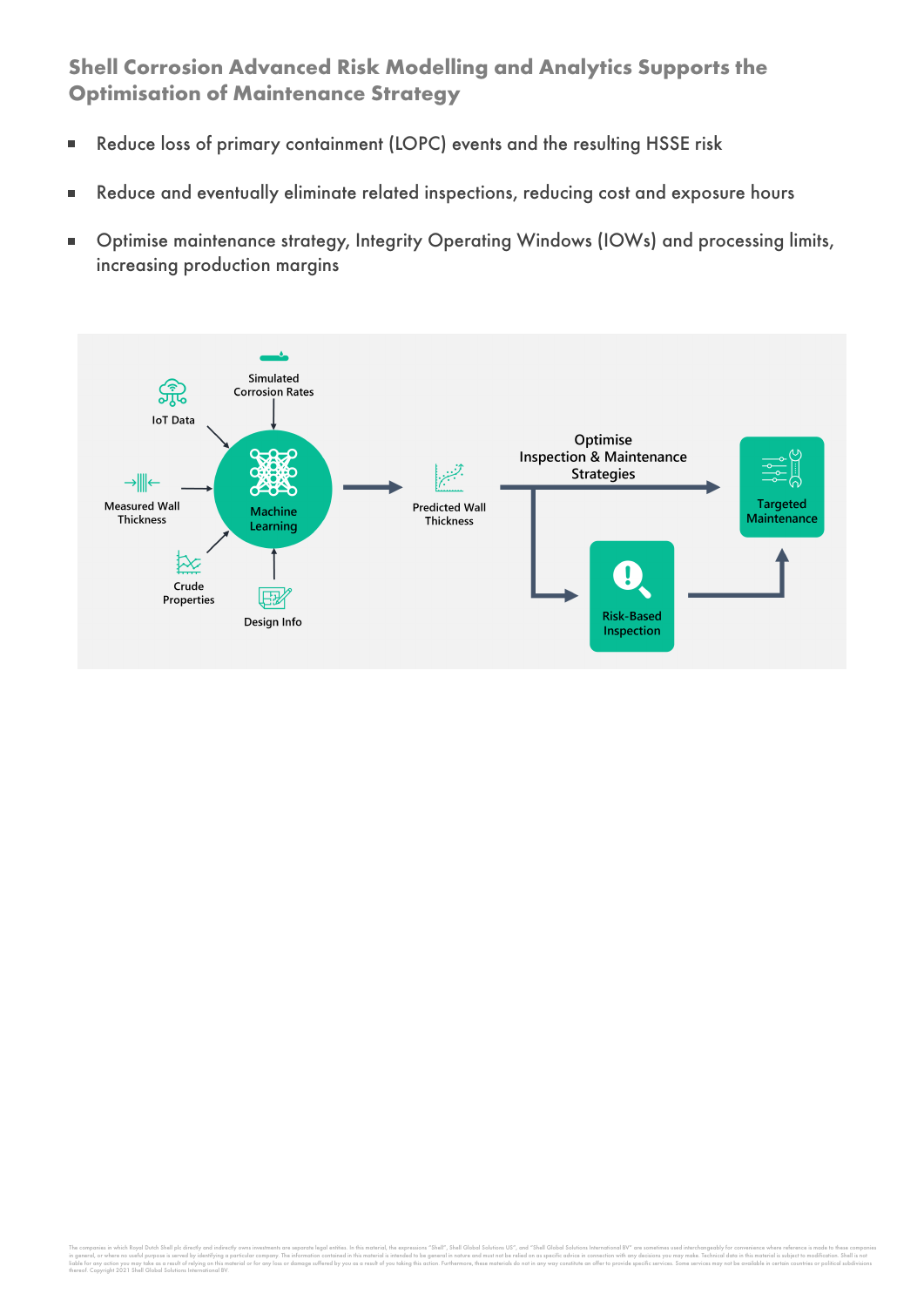## Shell Corrosion Advanced Risk Modelling and Analytics Supports the Optimisation of Maintenance Strategy

- Reduce loss of primary containment (LOPC) events and the resulting HSSE risk
- Reduce and eventually eliminate related inspections, reducing cost and exposure hours
- Optimise maintenance strategy, Integrity Operating Windows (IOWs) and processing limits, increasing production margins

Simulated Corrosion Rates

IoT Data

Measured Wall Thickness

Machine Learning

Crude Properties

Design Info

Predicted Wall Thickness

Optimise Inspection & Maintenance Strategies

Targeted Maintenance

Risk-Based Inspection

The companies in which Royal Dutch Shell plc directly and indirectly owns investments are separate legal entities. In this material, the expressions "Shell", Shell Global Solutions US", and "Shell Global Solutions International BV" are sometimes used interchangeably for convenience where reference is made to these companies in general, or where no useful purpose is served by identifying a particular company. The information contained in this material is intended to be general in nature and must not be relied on as specific advice in connection with any decisions you may make. Technical data in this material is subject to modification. Shell is not liable for any action you may take as a result of relying on this material or for any loss or damage suffered by you as a result of you taking this action. Furthermore, these materials do not in any way constitute an offer to provide specific services. Some services may not be available in certain countries or political subdivisions thereof. Copyright 2021 Shell Global Solutions International BV.